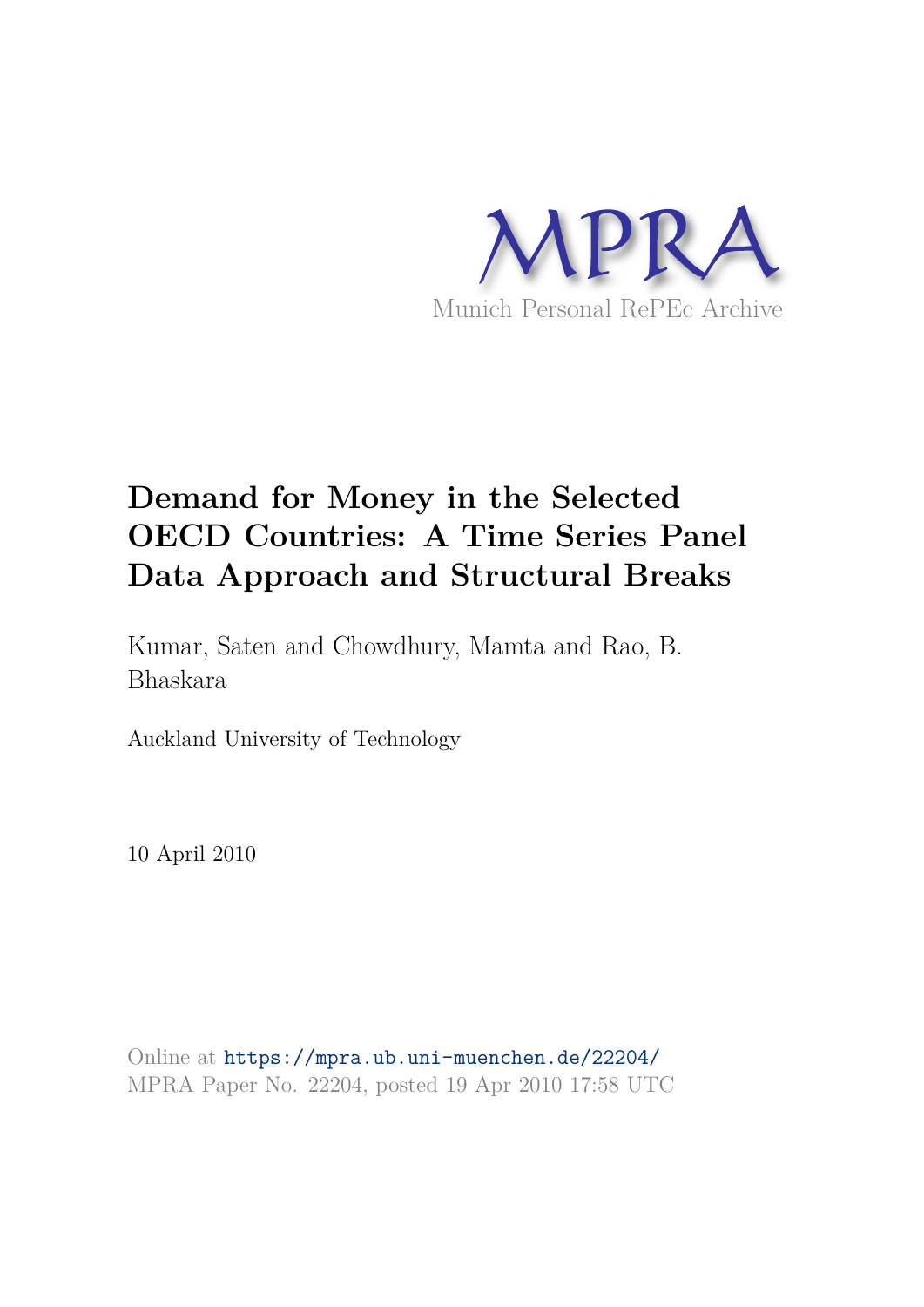MPRA

Munich Personal RePEc Archive

# Demand for Money in the Selected OECD Countries: A Time Series Panel Data Approach and Structural Breaks

Kumar, Saten and Chowdhury, Mamta and Rao, B. Bhaskara

Auckland University of Technology

10 April 2010

Online at https://mpra.ub.uni-muenchen.de/22204/
MPRA Paper No. 22204, posted 19 Apr 2010 17:58 UTC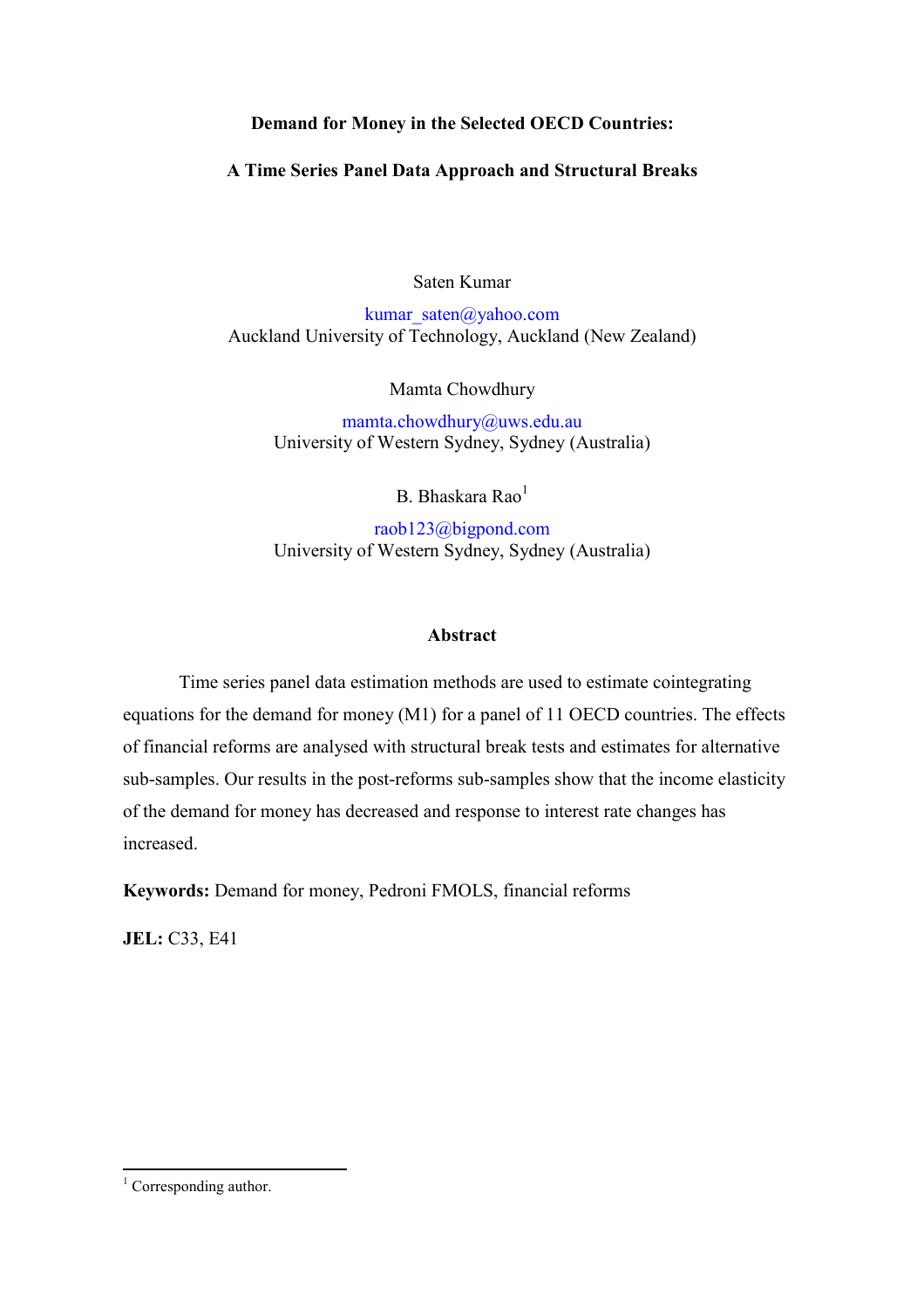**Demand for Money in the Selected OECD Countries:**

**A Time Series Panel Data Approach and Structural Breaks**

Saten Kumar

kumar_saten@yahoo.com
Auckland University of Technology, Auckland (New Zealand)

Mamta Chowdhury

mamta.chowdhury@uws.edu.au
University of Western Sydney, Sydney (Australia)

B. Bhaskara Rao[1]

raob123@bigpond.com
University of Western Sydney, Sydney (Australia)

## Abstract

Time series panel data estimation methods are used to estimate cointegrating equations for the demand for money (M1) for a panel of 11 OECD countries. The effects of financial reforms are analysed with structural break tests and estimates for alternative sub-samples. Our results in the post-reforms sub-samples show that the income elasticity of the demand for money has decreased and response to interest rate changes has increased.

**Keywords:** Demand for money, Pedroni FMOLS, financial reforms

**JEL:** C33, E41

[1] Corresponding author.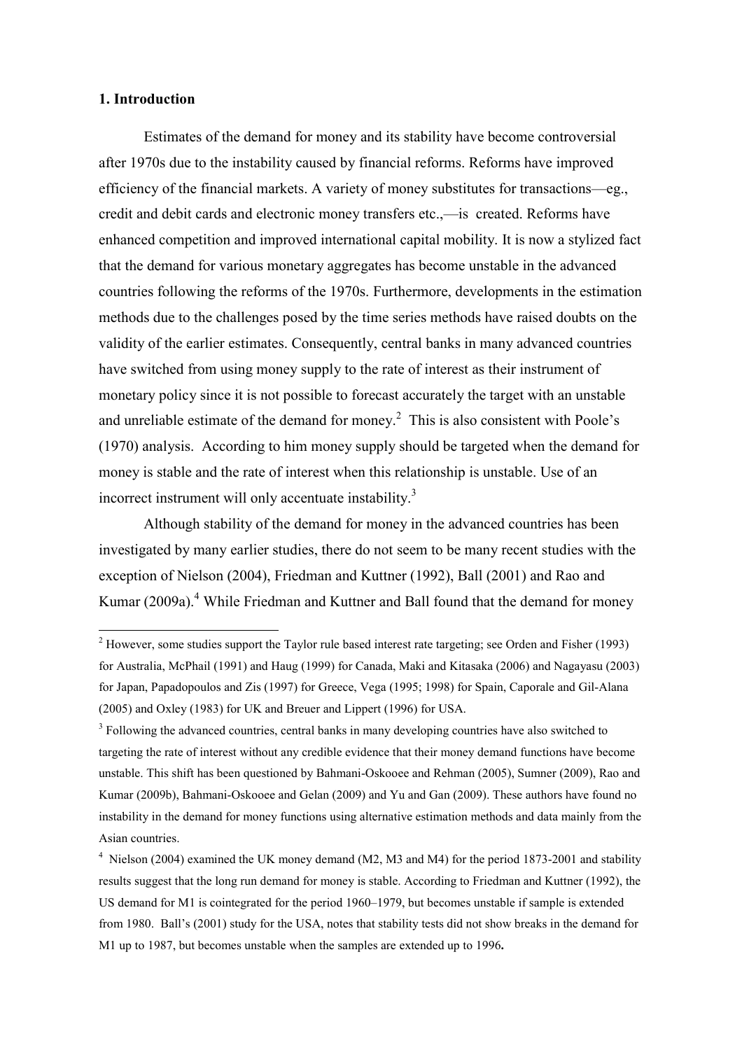## 1. Introduction

Estimates of the demand for money and its stability have become controversial after 1970s due to the instability caused by financial reforms. Reforms have improved efficiency of the financial markets. A variety of money substitutes for transactions—eg., credit and debit cards and electronic money transfers etc.,—is created. Reforms have enhanced competition and improved international capital mobility. It is now a stylized fact that the demand for various monetary aggregates has become unstable in the advanced countries following the reforms of the 1970s. Furthermore, developments in the estimation methods due to the challenges posed by the time series methods have raised doubts on the validity of the earlier estimates. Consequently, central banks in many advanced countries have switched from using money supply to the rate of interest as their instrument of monetary policy since it is not possible to forecast accurately the target with an unstable and unreliable estimate of the demand for money.[2] This is also consistent with Poole's (1970) analysis. According to him money supply should be targeted when the demand for money is stable and the rate of interest when this relationship is unstable. Use of an incorrect instrument will only accentuate instability.[3]

Although stability of the demand for money in the advanced countries has been investigated by many earlier studies, there do not seem to be many recent studies with the exception of Nielson (2004), Friedman and Kuttner (1992), Ball (2001) and Rao and Kumar (2009a).[4] While Friedman and Kuttner and Ball found that the demand for money

---

[2] However, some studies support the Taylor rule based interest rate targeting; see Orden and Fisher (1993) for Australia, McPhail (1991) and Haug (1999) for Canada, Maki and Kitasaka (2006) and Nagayasu (2003) for Japan, Papadopoulos and Zis (1997) for Greece, Vega (1995; 1998) for Spain, Caporale and Gil-Alana (2005) and Oxley (1983) for UK and Breuer and Lippert (1996) for USA.

[3] Following the advanced countries, central banks in many developing countries have also switched to targeting the rate of interest without any credible evidence that their money demand functions have become unstable. This shift has been questioned by Bahmani-Oskooee and Rehman (2005), Sumner (2009), Rao and Kumar (2009b), Bahmani-Oskooee and Gelan (2009) and Yu and Gan (2009). These authors have found no instability in the demand for money functions using alternative estimation methods and data mainly from the Asian countries.

[4] Nielson (2004) examined the UK money demand (M2, M3 and M4) for the period 1873-2001 and stability results suggest that the long run demand for money is stable. According to Friedman and Kuttner (1992), the US demand for M1 is cointegrated for the period 1960–1979, but becomes unstable if sample is extended from 1980. Ball's (2001) study for the USA, notes that stability tests did not show breaks in the demand for M1 up to 1987, but becomes unstable when the samples are extended up to 1996**.**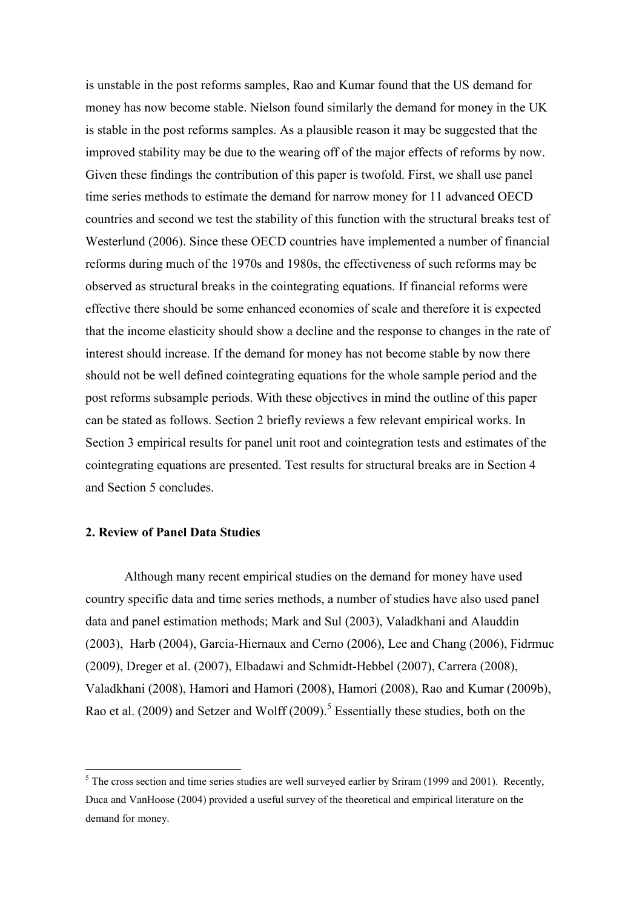is unstable in the post reforms samples, Rao and Kumar found that the US demand for money has now become stable. Nielson found similarly the demand for money in the UK is stable in the post reforms samples. As a plausible reason it may be suggested that the improved stability may be due to the wearing off of the major effects of reforms by now. Given these findings the contribution of this paper is twofold. First, we shall use panel time series methods to estimate the demand for narrow money for 11 advanced OECD countries and second we test the stability of this function with the structural breaks test of Westerlund (2006). Since these OECD countries have implemented a number of financial reforms during much of the 1970s and 1980s, the effectiveness of such reforms may be observed as structural breaks in the cointegrating equations. If financial reforms were effective there should be some enhanced economies of scale and therefore it is expected that the income elasticity should show a decline and the response to changes in the rate of interest should increase. If the demand for money has not become stable by now there should not be well defined cointegrating equations for the whole sample period and the post reforms subsample periods. With these objectives in mind the outline of this paper can be stated as follows. Section 2 briefly reviews a few relevant empirical works. In Section 3 empirical results for panel unit root and cointegration tests and estimates of the cointegrating equations are presented. Test results for structural breaks are in Section 4 and Section 5 concludes.

## 2. Review of Panel Data Studies

Although many recent empirical studies on the demand for money have used country specific data and time series methods, a number of studies have also used panel data and panel estimation methods; Mark and Sul (2003), Valadkhani and Alauddin (2003), Harb (2004), Garcia-Hiernaux and Cerno (2006), Lee and Chang (2006), Fidrmuc (2009), Dreger et al. (2007), Elbadawi and Schmidt-Hebbel (2007), Carrera (2008), Valadkhani (2008), Hamori and Hamori (2008), Hamori (2008), Rao and Kumar (2009b), Rao et al. (2009) and Setzer and Wolff (2009).[5] Essentially these studies, both on the

[5] The cross section and time series studies are well surveyed earlier by Sriram (1999 and 2001). Recently, Duca and VanHoose (2004) provided a useful survey of the theoretical and empirical literature on the demand for money.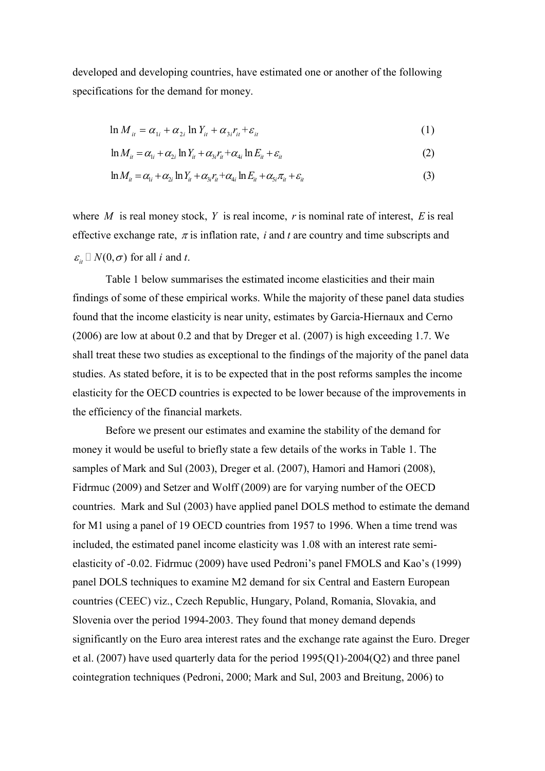developed and developing countries, have estimated one or another of the following specifications for the demand for money.

$$\ln M_{it} = \alpha_{1i} + \alpha_{2i} \ln Y_{it} + \alpha_{3i} r_{it} + \varepsilon_{it} \tag{1}$$

$$\ln M_{it} = \alpha_{1i} + \alpha_{2i} \ln Y_{it} + \alpha_{3i} r_{it} + \alpha_{4i} \ln E_{it} + \varepsilon_{it} \tag{2}$$

$$\ln M_{it} = \alpha_{1i} + \alpha_{2i} \ln Y_{it} + \alpha_{3i} r_{it} + \alpha_{4i} \ln E_{it} + \alpha_{5i} \pi_{it} + \varepsilon_{it} \tag{3}$$

where $M$ is real money stock, $Y$ is real income, $r$ is nominal rate of interest, $E$ is real effective exchange rate, $\pi$ is inflation rate, $i$ and $t$ are country and time subscripts and $\varepsilon_{it} \sim N(0, \sigma)$ for all $i$ and $t$.

Table 1 below summarises the estimated income elasticities and their main findings of some of these empirical works. While the majority of these panel data studies found that the income elasticity is near unity, estimates by Garcia-Hiernaux and Cerno (2006) are low at about 0.2 and that by Dreger et al. (2007) is high exceeding 1.7. We shall treat these two studies as exceptional to the findings of the majority of the panel data studies. As stated before, it is to be expected that in the post reforms samples the income elasticity for the OECD countries is expected to be lower because of the improvements in the efficiency of the financial markets.

Before we present our estimates and examine the stability of the demand for money it would be useful to briefly state a few details of the works in Table 1. The samples of Mark and Sul (2003), Dreger et al. (2007), Hamori and Hamori (2008), Fidrmuc (2009) and Setzer and Wolff (2009) are for varying number of the OECD countries. Mark and Sul (2003) have applied panel DOLS method to estimate the demand for M1 using a panel of 19 OECD countries from 1957 to 1996. When a time trend was included, the estimated panel income elasticity was 1.08 with an interest rate semi-elasticity of -0.02. Fidrmuc (2009) have used Pedroni's panel FMOLS and Kao's (1999) panel DOLS techniques to examine M2 demand for six Central and Eastern European countries (CEEC) viz., Czech Republic, Hungary, Poland, Romania, Slovakia, and Slovenia over the period 1994-2003. They found that money demand depends significantly on the Euro area interest rates and the exchange rate against the Euro. Dreger et al. (2007) have used quarterly data for the period 1995(Q1)-2004(Q2) and three panel cointegration techniques (Pedroni, 2000; Mark and Sul, 2003 and Breitung, 2006) to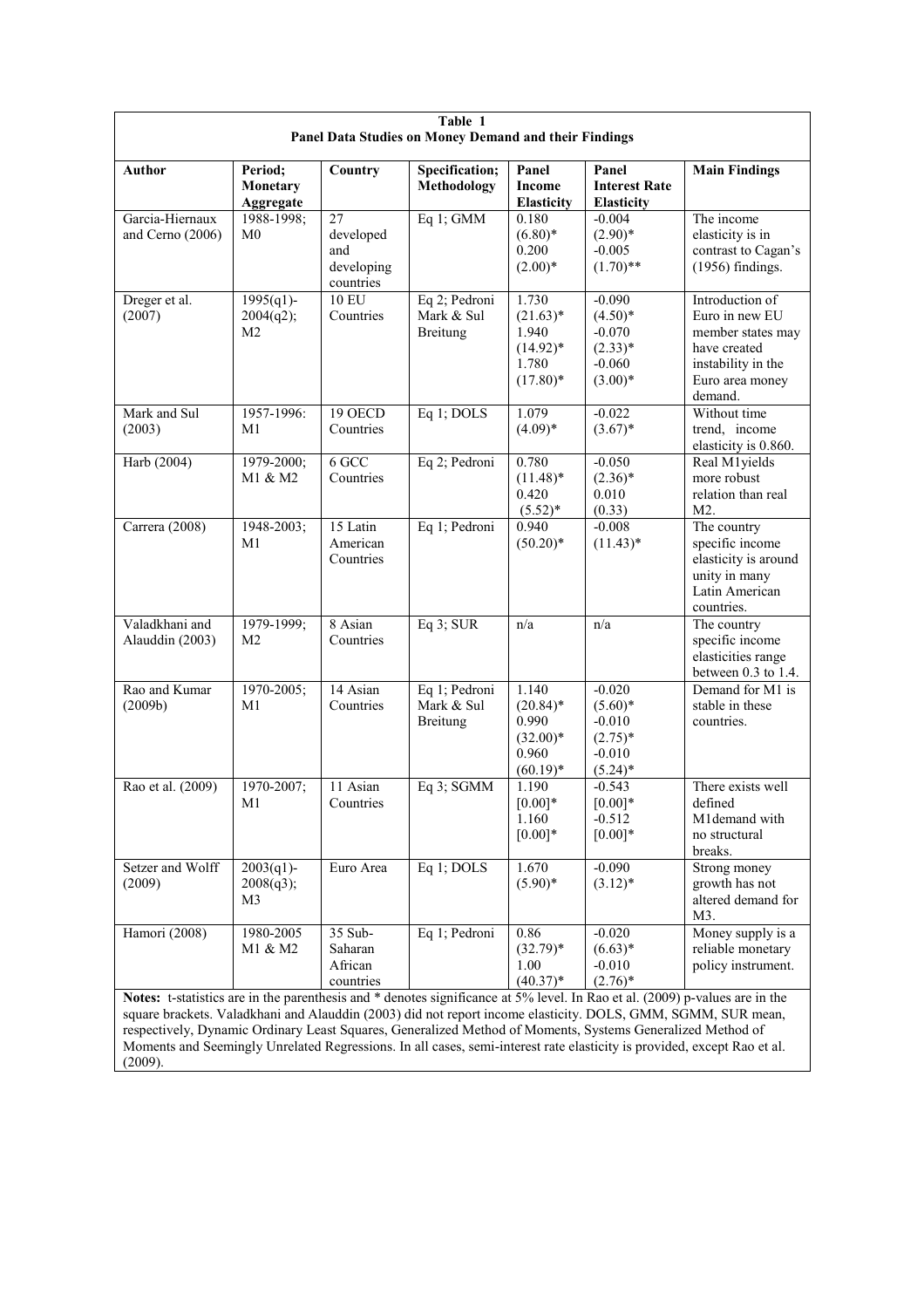**Table 1**
**Panel Data Studies on Money Demand and their Findings**

| Author | Period; Monetary Aggregate | Country | Specification; Methodology | Panel Income Elasticity | Panel Interest Rate Elasticity | Main Findings |
|---|---|---|---|---|---|---|
| Garcia-Hiernaux and Cerno (2006) | 1988-1998; M0 | 27 developed and developing countries | Eq 1; GMM | 0.180 (6.80)* 0.200 (2.00)* | -0.004 (2.90)* -0.005 (1.70)** | The income elasticity is in contrast to Cagan's (1956) findings. |
| Dreger et al. (2007) | 1995(q1)-2004(q2); M2 | 10 EU Countries | Eq 2; Pedroni Mark & Sul Breitung | 1.730 (21.63)* 1.940 (14.92)* 1.780 (17.80)* | -0.090 (4.50)* -0.070 (2.33)* -0.060 (3.00)* | Introduction of Euro in new EU member states may have created instability in the Euro area money demand. |
| Mark and Sul (2003) | 1957-1996: M1 | 19 OECD Countries | Eq 1; DOLS | 1.079 (4.09)* | -0.022 (3.67)* | Without time trend, income elasticity is 0.860. |
| Harb (2004) | 1979-2000; M1 & M2 | 6 GCC Countries | Eq 2; Pedroni | 0.780 (11.48)* 0.420 (5.52)* | -0.050 (2.36)* 0.010 (0.33) | Real M1yields more robust relation than real M2. |
| Carrera (2008) | 1948-2003; M1 | 15 Latin American Countries | Eq 1; Pedroni | 0.940 (50.20)* | -0.008 (11.43)* | The country specific income elasticity is around unity in many Latin American countries. |
| Valadkhani and Alauddin (2003) | 1979-1999; M2 | 8 Asian Countries | Eq 3; SUR | n/a | n/a | The country specific income elasticities range between 0.3 to 1.4. |
| Rao and Kumar (2009b) | 1970-2005; M1 | 14 Asian Countries | Eq 1; Pedroni Mark & Sul Breitung | 1.140 (20.84)* 0.990 (32.00)* 0.960 (60.19)* | -0.020 (5.60)* -0.010 (2.75)* -0.010 (5.24)* | Demand for M1 is stable in these countries. |
| Rao et al. (2009) | 1970-2007; M1 | 11 Asian Countries | Eq 3; SGMM | 1.190 [0.00]* 1.160 [0.00]* | -0.543 [0.00]* -0.512 [0.00]* | There exists well defined M1demand with no structural breaks. |
| Setzer and Wolff (2009) | 2003(q1)-2008(q3); M3 | Euro Area | Eq 1; DOLS | 1.670 (5.90)* | -0.090 (3.12)* | Strong money growth has not altered demand for M3. |
| Hamori (2008) | 1980-2005 M1 & M2 | 35 Sub-Saharan African countries | Eq 1; Pedroni | 0.86 (32.79)* 1.00 (40.37)* | -0.020 (6.63)* -0.010 (2.76)* | Money supply is a reliable monetary policy instrument. |

**Notes:** t-statistics are in the parenthesis and * denotes significance at 5% level. In Rao et al. (2009) p-values are in the square brackets. Valadkhani and Alauddin (2003) did not report income elasticity. DOLS, GMM, SGMM, SUR mean, respectively, Dynamic Ordinary Least Squares, Generalized Method of Moments, Systems Generalized Method of Moments and Seemingly Unrelated Regressions. In all cases, semi-interest rate elasticity is provided, except Rao et al. (2009).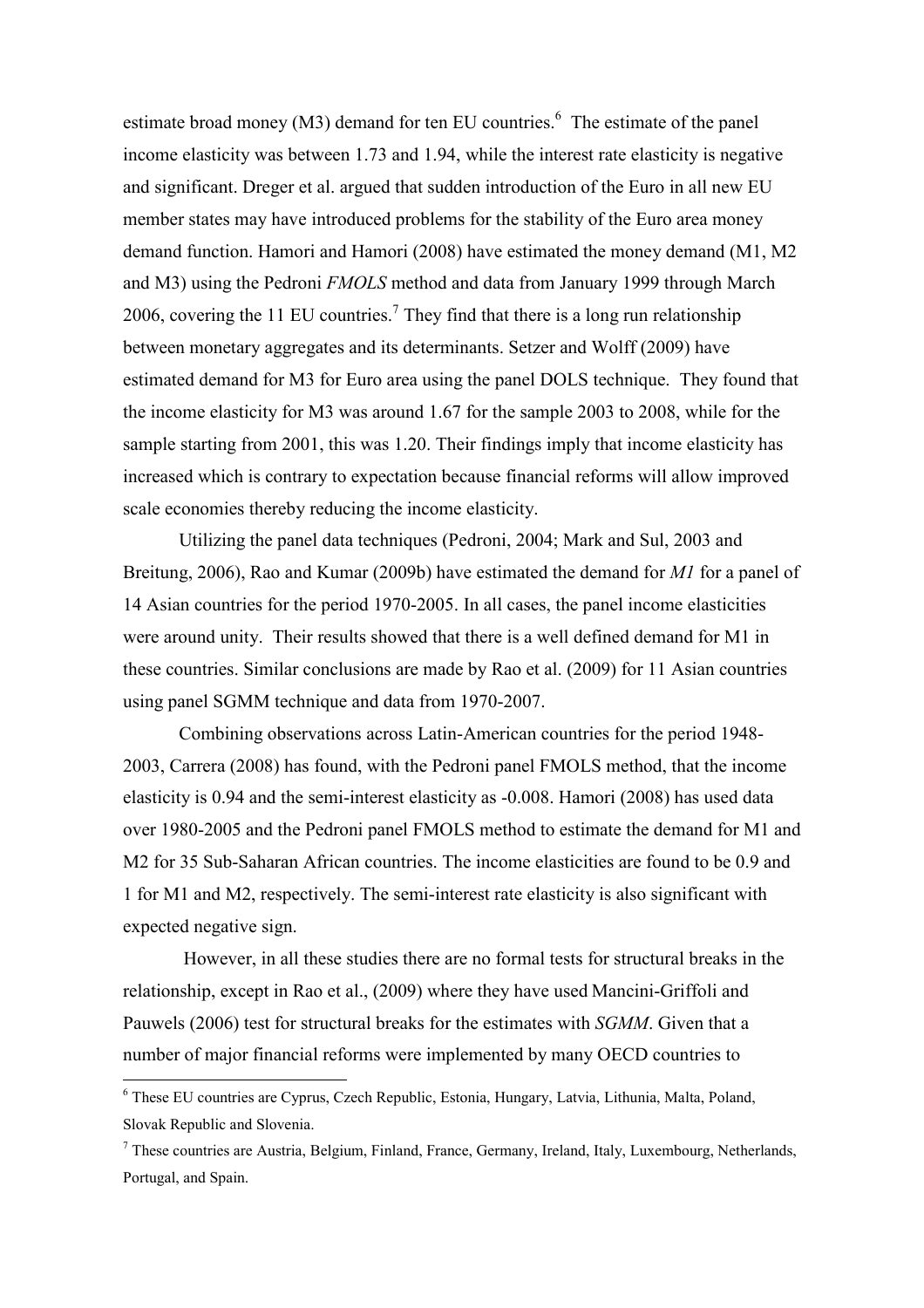estimate broad money (M3) demand for ten EU countries.[6] The estimate of the panel income elasticity was between 1.73 and 1.94, while the interest rate elasticity is negative and significant. Dreger et al. argued that sudden introduction of the Euro in all new EU member states may have introduced problems for the stability of the Euro area money demand function. Hamori and Hamori (2008) have estimated the money demand (M1, M2 and M3) using the Pedroni *FMOLS* method and data from January 1999 through March 2006, covering the 11 EU countries.[7] They find that there is a long run relationship between monetary aggregates and its determinants. Setzer and Wolff (2009) have estimated demand for M3 for Euro area using the panel DOLS technique. They found that the income elasticity for M3 was around 1.67 for the sample 2003 to 2008, while for the sample starting from 2001, this was 1.20. Their findings imply that income elasticity has increased which is contrary to expectation because financial reforms will allow improved scale economies thereby reducing the income elasticity.

Utilizing the panel data techniques (Pedroni, 2004; Mark and Sul, 2003 and Breitung, 2006), Rao and Kumar (2009b) have estimated the demand for *M1* for a panel of 14 Asian countries for the period 1970-2005. In all cases, the panel income elasticities were around unity. Their results showed that there is a well defined demand for M1 in these countries. Similar conclusions are made by Rao et al. (2009) for 11 Asian countries using panel SGMM technique and data from 1970-2007.

Combining observations across Latin-American countries for the period 1948-2003, Carrera (2008) has found, with the Pedroni panel FMOLS method, that the income elasticity is 0.94 and the semi-interest elasticity as -0.008. Hamori (2008) has used data over 1980-2005 and the Pedroni panel FMOLS method to estimate the demand for M1 and M2 for 35 Sub-Saharan African countries. The income elasticities are found to be 0.9 and 1 for M1 and M2, respectively. The semi-interest rate elasticity is also significant with expected negative sign.

However, in all these studies there are no formal tests for structural breaks in the relationship, except in Rao et al., (2009) where they have used Mancini-Griffoli and Pauwels (2006) test for structural breaks for the estimates with *SGMM*. Given that a number of major financial reforms were implemented by many OECD countries to

[6] These EU countries are Cyprus, Czech Republic, Estonia, Hungary, Latvia, Lithuania, Malta, Poland, Slovak Republic and Slovenia.

[7] These countries are Austria, Belgium, Finland, France, Germany, Ireland, Italy, Luxembourg, Netherlands, Portugal, and Spain.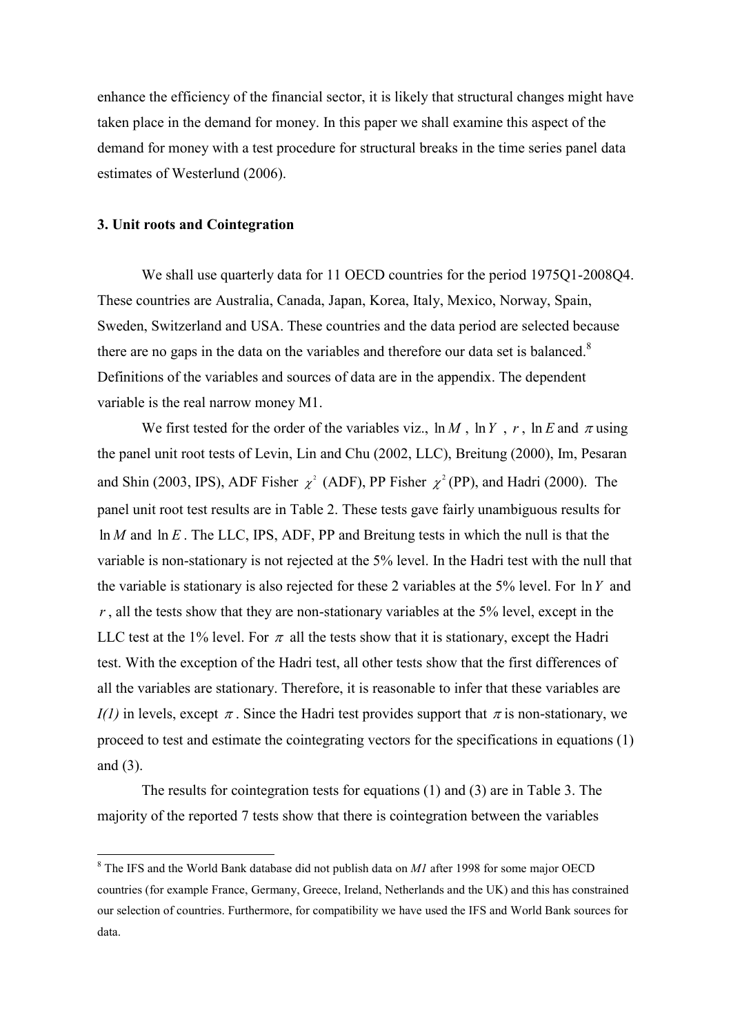enhance the efficiency of the financial sector, it is likely that structural changes might have taken place in the demand for money. In this paper we shall examine this aspect of the demand for money with a test procedure for structural breaks in the time series panel data estimates of Westerlund (2006).

### 3. Unit roots and Cointegration

We shall use quarterly data for 11 OECD countries for the period 1975Q1-2008Q4. These countries are Australia, Canada, Japan, Korea, Italy, Mexico, Norway, Spain, Sweden, Switzerland and USA. These countries and the data period are selected because there are no gaps in the data on the variables and therefore our data set is balanced.[8] Definitions of the variables and sources of data are in the appendix. The dependent variable is the real narrow money M1.

We first tested for the order of the variables viz., $\ln M$ , $\ln Y$ , $r$ , $\ln E$ and $\pi$ using the panel unit root tests of Levin, Lin and Chu (2002, LLC), Breitung (2000), Im, Pesaran and Shin (2003, IPS), ADF Fisher $\chi^2$ (ADF), PP Fisher $\chi^2$ (PP), and Hadri (2000). The panel unit root test results are in Table 2. These tests gave fairly unambiguous results for $\ln M$ and $\ln E$ . The LLC, IPS, ADF, PP and Breitung tests in which the null is that the variable is non-stationary is not rejected at the 5% level. In the Hadri test with the null that the variable is stationary is also rejected for these 2 variables at the 5% level. For $\ln Y$ and $r$ , all the tests show that they are non-stationary variables at the 5% level, except in the LLC test at the 1% level. For $\pi$ all the tests show that it is stationary, except the Hadri test. With the exception of the Hadri test, all other tests show that the first differences of all the variables are stationary. Therefore, it is reasonable to infer that these variables are *I(1)* in levels, except $\pi$ . Since the Hadri test provides support that $\pi$ is non-stationary, we proceed to test and estimate the cointegrating vectors for the specifications in equations (1) and (3).

The results for cointegration tests for equations (1) and (3) are in Table 3. The majority of the reported 7 tests show that there is cointegration between the variables

[8] The IFS and the World Bank database did not publish data on *M1* after 1998 for some major OECD countries (for example France, Germany, Greece, Ireland, Netherlands and the UK) and this has constrained our selection of countries. Furthermore, for compatibility we have used the IFS and World Bank sources for data.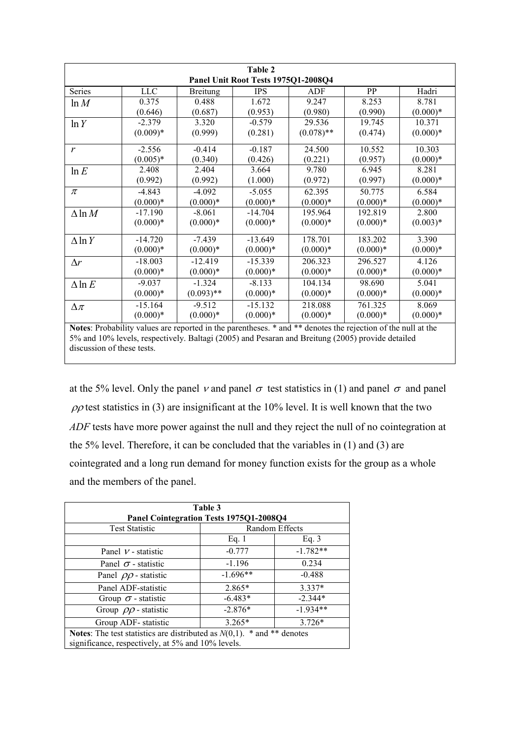**Table 2**
**Panel Unit Root Tests 1975Q1-2008Q4**

| Series | LLC | Breitung | IPS | ADF | PP | Hadri |
|---|---|---|---|---|---|---|
| $\ln M$ | 0.375<br>(0.646) | 0.488<br>(0.687) | 1.672<br>(0.953) | 9.247<br>(0.980) | 8.253<br>(0.990) | 8.781<br>(0.000)* |
| $\ln Y$ | -2.379<br>(0.009)* | 3.320<br>(0.999) | -0.579<br>(0.281) | 29.536<br>(0.078)** | 19.745<br>(0.474) | 10.371<br>(0.000)* |
| $r$ | -2.556<br>(0.005)* | -0.414<br>(0.340) | -0.187<br>(0.426) | 24.500<br>(0.221) | 10.552<br>(0.957) | 10.303<br>(0.000)* |
| $\ln E$ | 2.408<br>(0.992) | 2.404<br>(0.992) | 3.664<br>(1.000) | 9.780<br>(0.972) | 6.945<br>(0.997) | 8.281<br>(0.000)* |
| $\pi$ | -4.843<br>(0.000)* | -4.092<br>(0.000)* | -5.055<br>(0.000)* | 62.395<br>(0.000)* | 50.775<br>(0.000)* | 6.584<br>(0.000)* |
| $\Delta \ln M$ | -17.190<br>(0.000)* | -8.061<br>(0.000)* | -14.704<br>(0.000)* | 195.964<br>(0.000)* | 192.819<br>(0.000)* | 2.800<br>(0.003)* |
| $\Delta \ln Y$ | -14.720<br>(0.000)* | -7.439<br>(0.000)* | -13.649<br>(0.000)* | 178.701<br>(0.000)* | 183.202<br>(0.000)* | 3.390<br>(0.000)* |
| $\Delta r$ | -18.003<br>(0.000)* | -12.419<br>(0.000)* | -15.339<br>(0.000)* | 206.323<br>(0.000)* | 296.527<br>(0.000)* | 4.126<br>(0.000)* |
| $\Delta \ln E$ | -9.037<br>(0.000)* | -1.324<br>(0.093)** | -8.133<br>(0.000)* | 104.134<br>(0.000)* | 98.690<br>(0.000)* | 5.041<br>(0.000)* |
| $\Delta \pi$ | -15.164<br>(0.000)* | -9.512<br>(0.000)* | -15.132<br>(0.000)* | 218.088<br>(0.000)* | 761.325<br>(0.000)* | 8.069<br>(0.000)* |

**Notes**: Probability values are reported in the parentheses. * and ** denotes the rejection of the null at the 5% and 10% levels, respectively. Baltagi (2005) and Pesaran and Breitung (2005) provide detailed discussion of these tests.

at the 5% level. Only the panel $\nu$ and panel $\sigma$ test statistics in (1) and panel $\sigma$ and panel $\rho\rho$ test statistics in (3) are insignificant at the 10% level. It is well known that the two *ADF* tests have more power against the null and they reject the null of no cointegration at the 5% level. Therefore, it can be concluded that the variables in (1) and (3) are cointegrated and a long run demand for money function exists for the group as a whole and the members of the panel.

**Table 3**
**Panel Cointegration Tests 1975Q1-2008Q4**

| Test Statistic | Random Effects | |
|---|---|---|
| | Eq. 1 | Eq. 3 |
| Panel $\nu$ - statistic | -0.777 | -1.782** |
| Panel $\sigma$ - statistic | -1.196 | 0.234 |
| Panel $\rho\rho$ - statistic | -1.696** | -0.488 |
| Panel ADF-statistic | 2.865* | 3.337* |
| Group $\sigma$ - statistic | -6.483* | -2.344* |
| Group $\rho\rho$ - statistic | -2.876* | -1.934** |
| Group ADF- statistic | 3.265* | 3.726* |

**Notes**: The test statistics are distributed as $N(0,1)$. * and ** denotes significance, respectively, at 5% and 10% levels.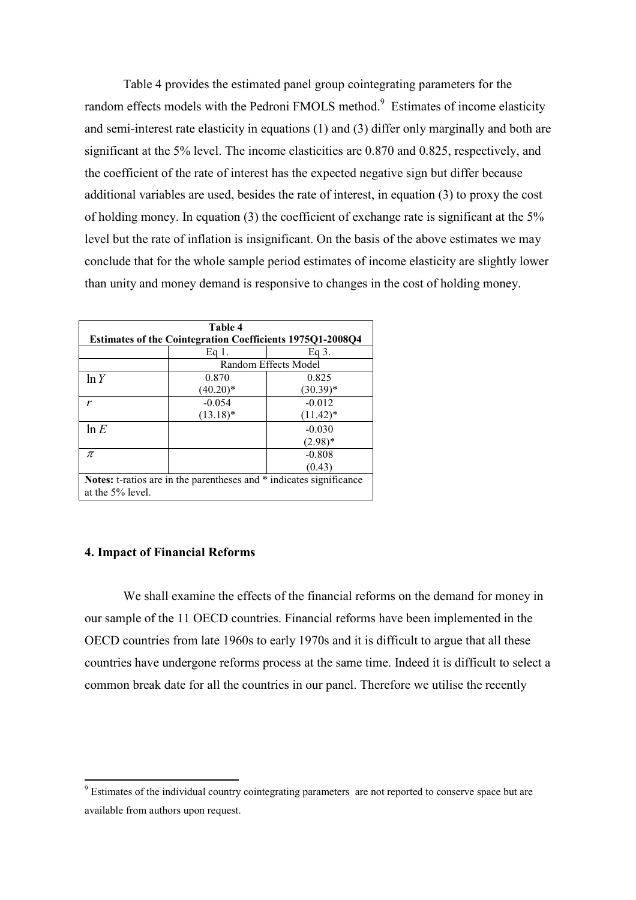Table 4 provides the estimated panel group cointegrating parameters for the random effects models with the Pedroni FMOLS method.[9] Estimates of income elasticity and semi-interest rate elasticity in equations (1) and (3) differ only marginally and both are significant at the 5% level. The income elasticities are 0.870 and 0.825, respectively, and the coefficient of the rate of interest has the expected negative sign but differ because additional variables are used, besides the rate of interest, in equation (3) to proxy the cost of holding money. In equation (3) the coefficient of exchange rate is significant at the 5% level but the rate of inflation is insignificant. On the basis of the above estimates we may conclude that for the whole sample period estimates of income elasticity are slightly lower than unity and money demand is responsive to changes in the cost of holding money.

**Table 4**
**Estimates of the Cointegration Coefficients 1975Q1-2008Q4**

| | Eq 1. | Eq 3. |
|---|---|---|
| | Random Effects Model | |
| $\ln Y$ | 0.870<br>(40.20)* | 0.825<br>(30.39)* |
| $r$ | -0.054<br>(13.18)* | -0.012<br>(11.42)* |
| $\ln E$ | | -0.030<br>(2.98)* |
| $\pi$ | | -0.808<br>(0.43) |

**Notes:** t-ratios are in the parentheses and * indicates significance at the 5% level.

### 4. Impact of Financial Reforms

We shall examine the effects of the financial reforms on the demand for money in our sample of the 11 OECD countries. Financial reforms have been implemented in the OECD countries from late 1960s to early 1970s and it is difficult to argue that all these countries have undergone reforms process at the same time. Indeed it is difficult to select a common break date for all the countries in our panel. Therefore we utilise the recently

[9] Estimates of the individual country cointegrating parameters are not reported to conserve space but are available from authors upon request.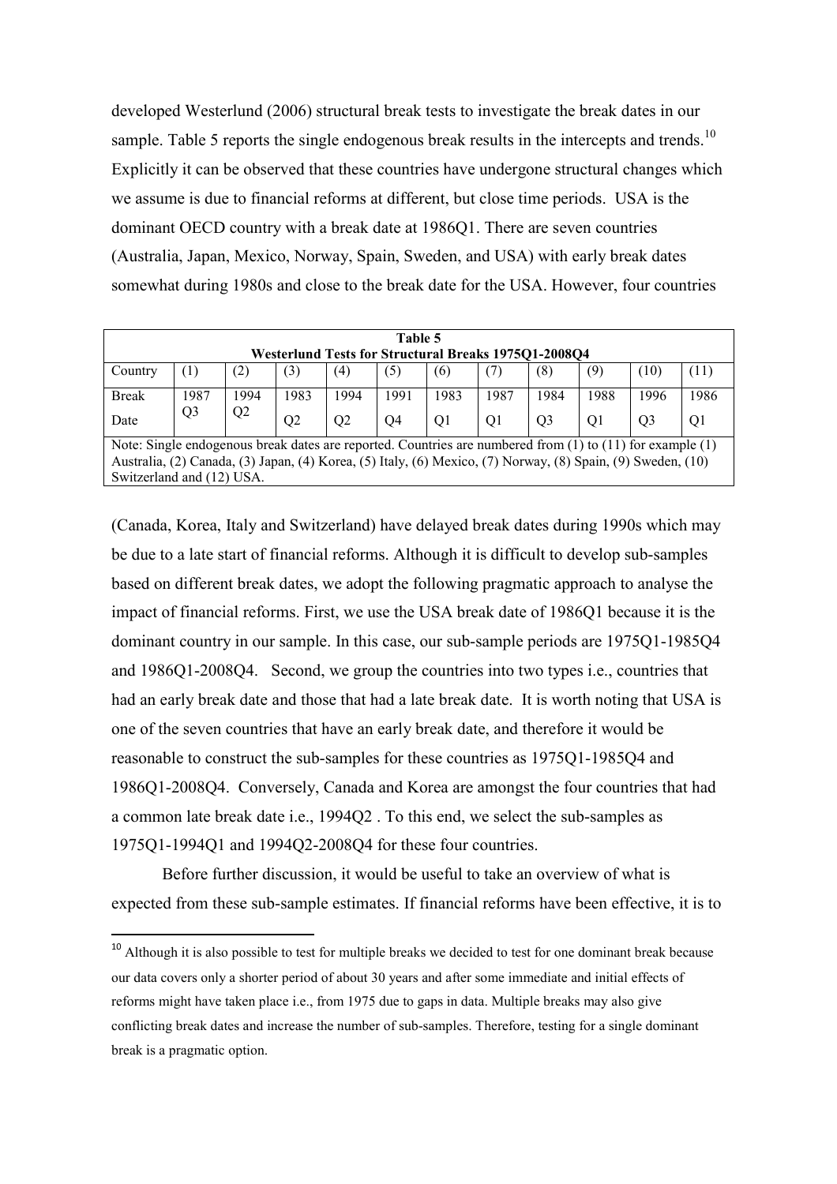developed Westerlund (2006) structural break tests to investigate the break dates in our sample. Table 5 reports the single endogenous break results in the intercepts and trends.[10] Explicitly it can be observed that these countries have undergone structural changes which we assume is due to financial reforms at different, but close time periods. USA is the dominant OECD country with a break date at 1986Q1. There are seven countries (Australia, Japan, Mexico, Norway, Spain, Sweden, and USA) with early break dates somewhat during 1980s and close to the break date for the USA. However, four countries

**Table 5**
**Westerlund Tests for Structural Breaks 1975Q1-2008Q4**

| Country | (1) | (2) | (3) | (4) | (5) | (6) | (7) | (8) | (9) | (10) | (11) |
|---|---|---|---|---|---|---|---|---|---|---|---|
| Break Date | 1987 Q3 | 1994 Q2 | 1983 Q2 | 1994 Q2 | 1991 Q4 | 1983 Q1 | 1987 Q1 | 1984 Q3 | 1988 Q1 | 1996 Q3 | 1986 Q1 |

Note: Single endogenous break dates are reported. Countries are numbered from (1) to (11) for example (1) Australia, (2) Canada, (3) Japan, (4) Korea, (5) Italy, (6) Mexico, (7) Norway, (8) Spain, (9) Sweden, (10) Switzerland and (12) USA.

(Canada, Korea, Italy and Switzerland) have delayed break dates during 1990s which may be due to a late start of financial reforms. Although it is difficult to develop sub-samples based on different break dates, we adopt the following pragmatic approach to analyse the impact of financial reforms. First, we use the USA break date of 1986Q1 because it is the dominant country in our sample. In this case, our sub-sample periods are 1975Q1-1985Q4 and 1986Q1-2008Q4. Second, we group the countries into two types i.e., countries that had an early break date and those that had a late break date. It is worth noting that USA is one of the seven countries that have an early break date, and therefore it would be reasonable to construct the sub-samples for these countries as 1975Q1-1985Q4 and 1986Q1-2008Q4. Conversely, Canada and Korea are amongst the four countries that had a common late break date i.e., 1994Q2 . To this end, we select the sub-samples as 1975Q1-1994Q1 and 1994Q2-2008Q4 for these four countries.

Before further discussion, it would be useful to take an overview of what is expected from these sub-sample estimates. If financial reforms have been effective, it is to

[10] Although it is also possible to test for multiple breaks we decided to test for one dominant break because our data covers only a shorter period of about 30 years and after some immediate and initial effects of reforms might have taken place i.e., from 1975 due to gaps in data. Multiple breaks may also give conflicting break dates and increase the number of sub-samples. Therefore, testing for a single dominant break is a pragmatic option.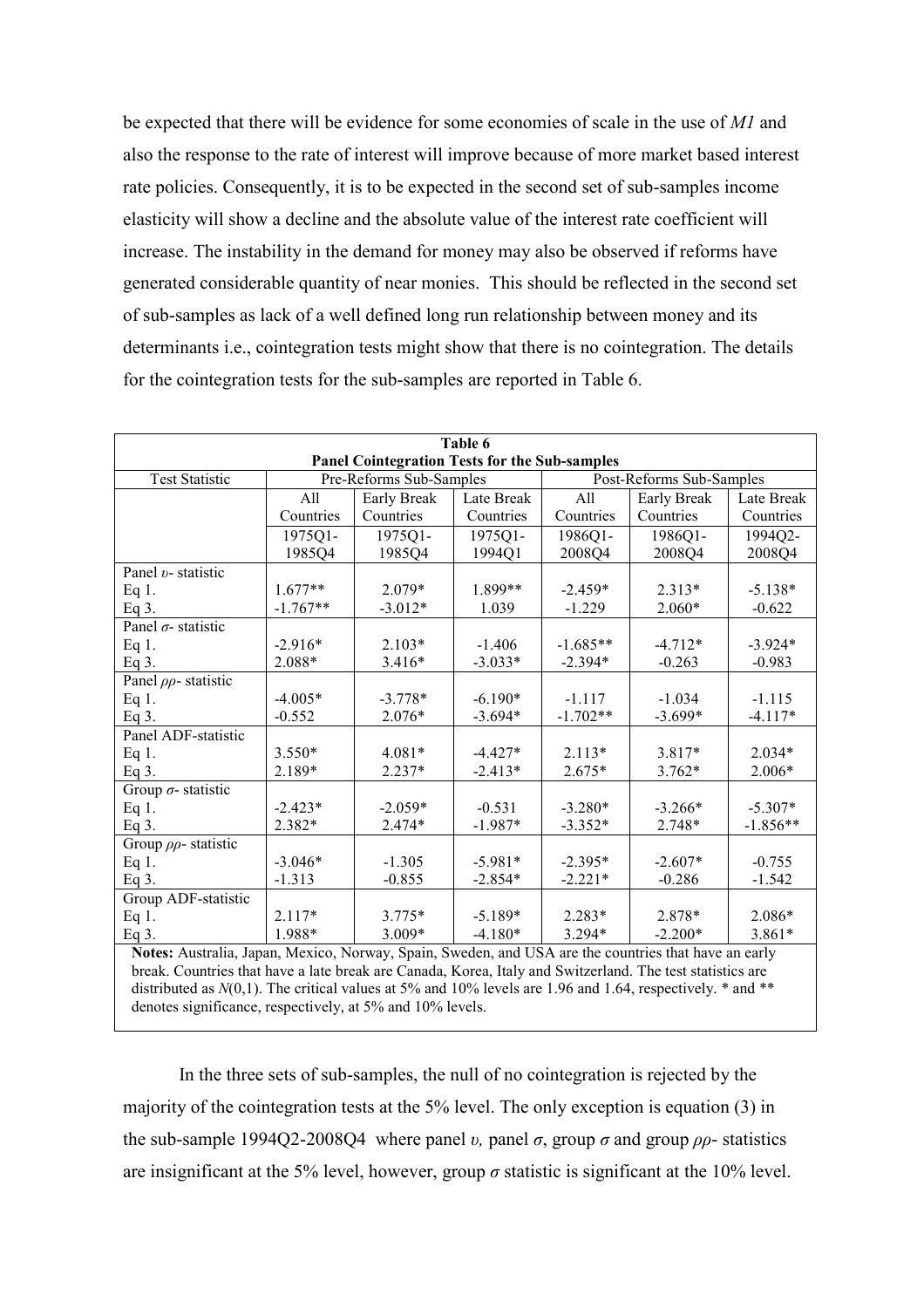be expected that there will be evidence for some economies of scale in the use of *M1* and also the response to the rate of interest will improve because of more market based interest rate policies. Consequently, it is to be expected in the second set of sub-samples income elasticity will show a decline and the absolute value of the interest rate coefficient will increase. The instability in the demand for money may also be observed if reforms have generated considerable quantity of near monies. This should be reflected in the second set of sub-samples as lack of a well defined long run relationship between money and its determinants i.e., cointegration tests might show that there is no cointegration. The details for the cointegration tests for the sub-samples are reported in Table 6.

**Table 6**
**Panel Cointegration Tests for the Sub-samples**

| Test Statistic | Pre-Reforms Sub-Samples | | | Post-Reforms Sub-Samples | | |
|---|---|---|---|---|---|---|
| | All Countries | Early Break Countries | Late Break Countries | All Countries | Early Break Countries | Late Break Countries |
| | 1975Q1-1985Q4 | 1975Q1-1985Q4 | 1975Q1-1994Q1 | 1986Q1-2008Q4 | 1986Q1-2008Q4 | 1994Q2-2008Q4 |
| Panel $\upsilon$- statistic | | | | | | |
| Eq 1. | 1.677** | 2.079* | 1.899** | -2.459* | 2.313* | -5.138* |
| Eq 3. | -1.767** | -3.012* | 1.039 | -1.229 | 2.060* | -0.622 |
| Panel $\sigma$- statistic | | | | | | |
| Eq 1. | -2.916* | 2.103* | -1.406 | -1.685** | -4.712* | -3.924* |
| Eq 3. | 2.088* | 3.416* | -3.033* | -2.394* | -0.263 | -0.983 |
| Panel $\rho\rho$- statistic | | | | | | |
| Eq 1. | -4.005* | -3.778* | -6.190* | -1.117 | -1.034 | -1.115 |
| Eq 3. | -0.552 | 2.076* | -3.694* | -1.702** | -3.699* | -4.117* |
| Panel ADF-statistic | | | | | | |
| Eq 1. | 3.550* | 4.081* | -4.427* | 2.113* | 3.817* | 2.034* |
| Eq 3. | 2.189* | 2.237* | -2.413* | 2.675* | 3.762* | 2.006* |
| Group $\sigma$- statistic | | | | | | |
| Eq 1. | -2.423* | -2.059* | -0.531 | -3.280* | -3.266* | -5.307* |
| Eq 3. | 2.382* | 2.474* | -1.987* | -3.352* | 2.748* | -1.856** |
| Group $\rho\rho$- statistic | | | | | | |
| Eq 1. | -3.046* | -1.305 | -5.981* | -2.395* | -2.607* | -0.755 |
| Eq 3. | -1.313 | -0.855 | -2.854* | -2.221* | -0.286 | -1.542 |
| Group ADF-statistic | | | | | | |
| Eq 1. | 2.117* | 3.775* | -5.189* | 2.283* | 2.878* | 2.086* |
| Eq 3. | 1.988* | 3.009* | -4.180* | 3.294* | -2.200* | 3.861* |

**Notes:** Australia, Japan, Mexico, Norway, Spain, Sweden, and USA are the countries that have an early break. Countries that have a late break are Canada, Korea, Italy and Switzerland. The test statistics are distributed as $N(0,1)$. The critical values at 5% and 10% levels are 1.96 and 1.64, respectively. * and ** denotes significance, respectively, at 5% and 10% levels.

In the three sets of sub-samples, the null of no cointegration is rejected by the majority of the cointegration tests at the 5% level. The only exception is equation (3) in the sub-sample 1994Q2-2008Q4 where panel $\upsilon$, panel $\sigma$, group $\sigma$ and group $\rho\rho$- statistics are insignificant at the 5% level, however, group $\sigma$ statistic is significant at the 10% level.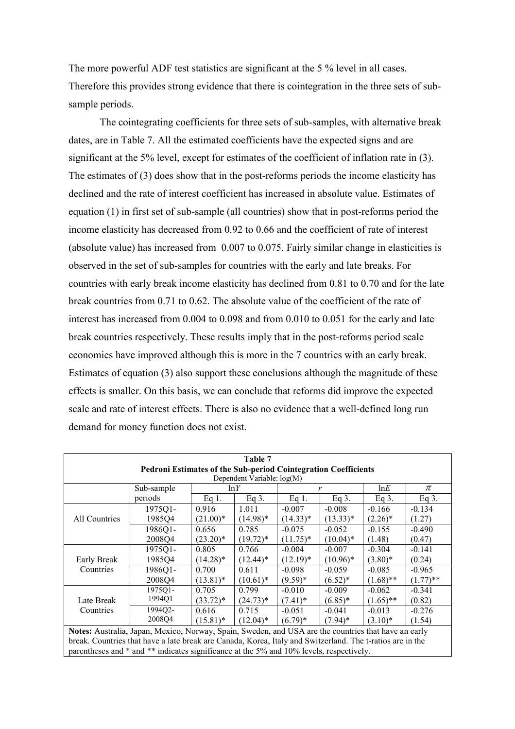The more powerful ADF test statistics are significant at the 5 % level in all cases. Therefore this provides strong evidence that there is cointegration in the three sets of sub-sample periods.

The cointegrating coefficients for three sets of sub-samples, with alternative break dates, are in Table 7. All the estimated coefficients have the expected signs and are significant at the 5% level, except for estimates of the coefficient of inflation rate in (3). The estimates of (3) does show that in the post-reforms periods the income elasticity has declined and the rate of interest coefficient has increased in absolute value. Estimates of equation (1) in first set of sub-sample (all countries) show that in post-reforms period the income elasticity has decreased from 0.92 to 0.66 and the coefficient of rate of interest (absolute value) has increased from 0.007 to 0.075. Fairly similar change in elasticities is observed in the set of sub-samples for countries with the early and late breaks. For countries with early break income elasticity has declined from 0.81 to 0.70 and for the late break countries from 0.71 to 0.62. The absolute value of the coefficient of the rate of interest has increased from 0.004 to 0.098 and from 0.010 to 0.051 for the early and late break countries respectively. These results imply that in the post-reforms period scale economies have improved although this is more in the 7 countries with an early break. Estimates of equation (3) also support these conclusions although the magnitude of these effects is smaller. On this basis, we can conclude that reforms did improve the expected scale and rate of interest effects. There is also no evidence that a well-defined long run demand for money function does not exist.

**Table 7**
**Pedroni Estimates of the Sub-period Cointegration Coefficients**
Dependent Variable: log(M)

| | Sub-sample periods | $\ln Y$ | | $r$ | | $\ln E$ | $\pi$ |
|---|---|---|---|---|---|---|---|
| | | Eq 1. | Eq 3. | Eq 1. | Eq 3. | Eq 3. | Eq 3. |
| All Countries | 1975Q1-1985Q4 | 0.916 (21.00)* | 1.011 (14.98)* | -0.007 (14.33)* | -0.008 (13.33)* | -0.166 (2.26)* | -0.134 (1.27) |
| | 1986Q1-2008Q4 | 0.656 (23.20)* | 0.785 (19.72)* | -0.075 (11.75)* | -0.052 (10.04)* | -0.155 (1.48) | -0.490 (0.47) |
| Early Break Countries | 1975Q1-1985Q4 | 0.805 (14.28)* | 0.766 (12.44)* | -0.004 (12.19)* | -0.007 (10.96)* | -0.304 (3.80)* | -0.141 (0.24) |
| | 1986Q1-2008Q4 | 0.700 (13.81)* | 0.611 (10.61)* | -0.098 (9.59)* | -0.059 (6.52)* | -0.085 (1.68)** | -0.965 (1.77)** |
| Late Break Countries | 1975Q1-1994Q1 | 0.705 (33.72)* | 0.799 (24.73)* | -0.010 (7.41)* | -0.009 (6.85)* | -0.062 (1.65)** | -0.341 (0.82) |
| | 1994Q2-2008Q4 | 0.616 (15.81)* | 0.715 (12.04)* | -0.051 (6.79)* | -0.041 (7.94)* | -0.013 (3.10)* | -0.276 (1.54) |

**Notes:** Australia, Japan, Mexico, Norway, Spain, Sweden, and USA are the countries that have an early break. Countries that have a late break are Canada, Korea, Italy and Switzerland. The t-ratios are in the parentheses and * and ** indicates significance at the 5% and 10% levels, respectively.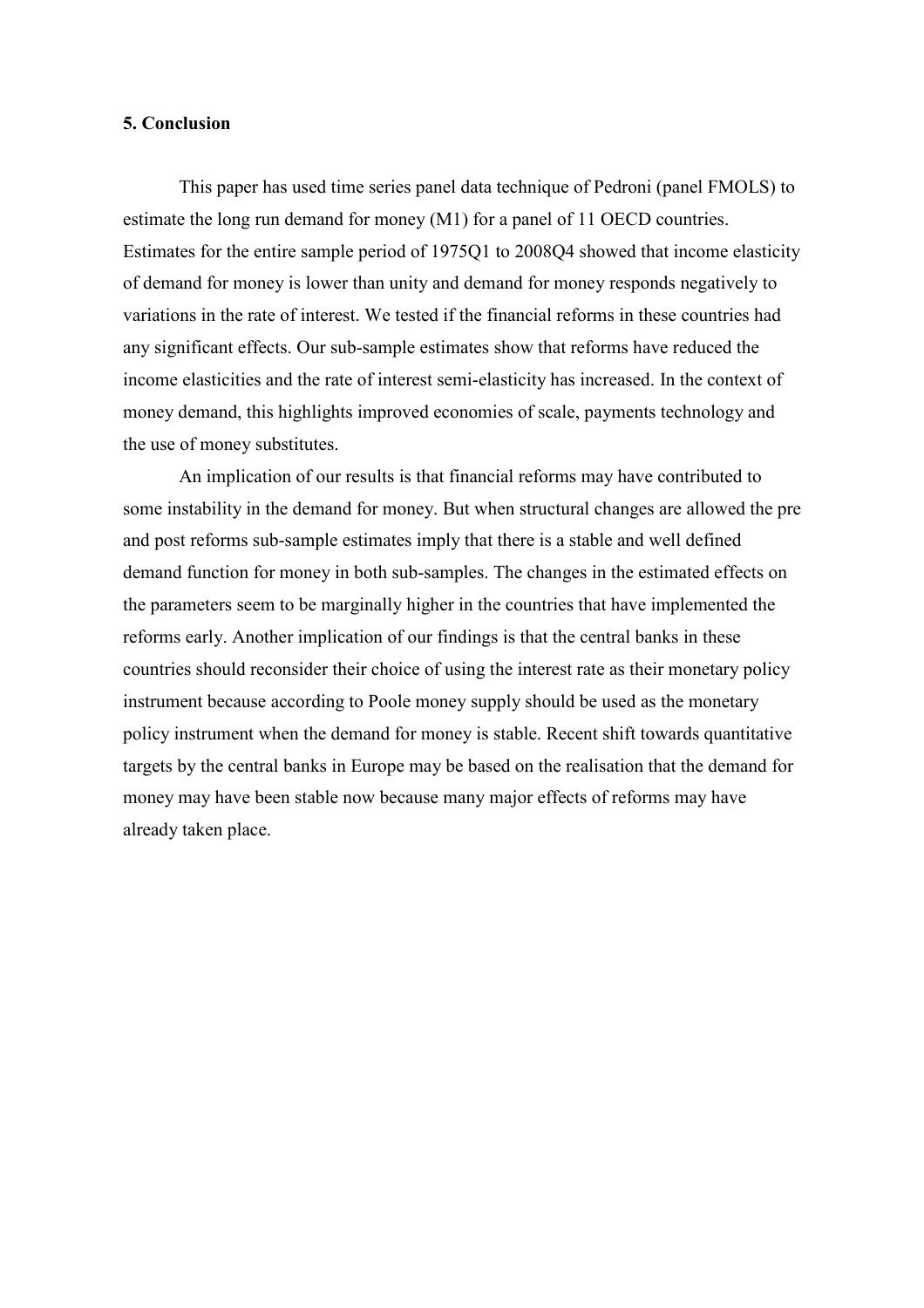## 5. Conclusion

This paper has used time series panel data technique of Pedroni (panel FMOLS) to estimate the long run demand for money (M1) for a panel of 11 OECD countries. Estimates for the entire sample period of 1975Q1 to 2008Q4 showed that income elasticity of demand for money is lower than unity and demand for money responds negatively to variations in the rate of interest. We tested if the financial reforms in these countries had any significant effects. Our sub-sample estimates show that reforms have reduced the income elasticities and the rate of interest semi-elasticity has increased. In the context of money demand, this highlights improved economies of scale, payments technology and the use of money substitutes.

An implication of our results is that financial reforms may have contributed to some instability in the demand for money. But when structural changes are allowed the pre and post reforms sub-sample estimates imply that there is a stable and well defined demand function for money in both sub-samples. The changes in the estimated effects on the parameters seem to be marginally higher in the countries that have implemented the reforms early. Another implication of our findings is that the central banks in these countries should reconsider their choice of using the interest rate as their monetary policy instrument because according to Poole money supply should be used as the monetary policy instrument when the demand for money is stable. Recent shift towards quantitative targets by the central banks in Europe may be based on the realisation that the demand for money may have been stable now because many major effects of reforms may have already taken place.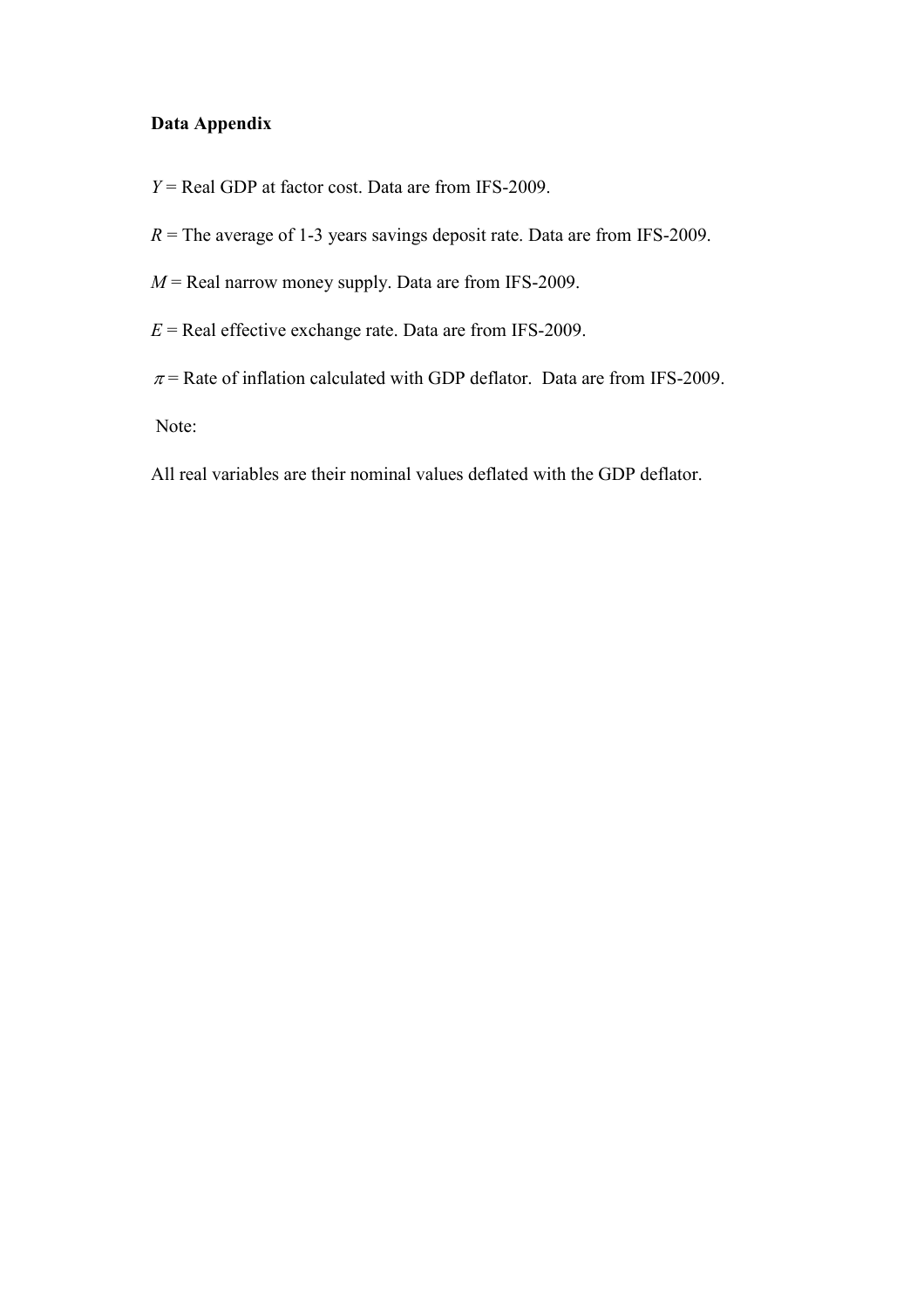**Data Appendix**

$Y$ = Real GDP at factor cost. Data are from IFS-2009.

$R$ = The average of 1-3 years savings deposit rate. Data are from IFS-2009.

$M$ = Real narrow money supply. Data are from IFS-2009.

$E$ = Real effective exchange rate. Data are from IFS-2009.

$\pi$ = Rate of inflation calculated with GDP deflator. Data are from IFS-2009.

Note:

All real variables are their nominal values deflated with the GDP deflator.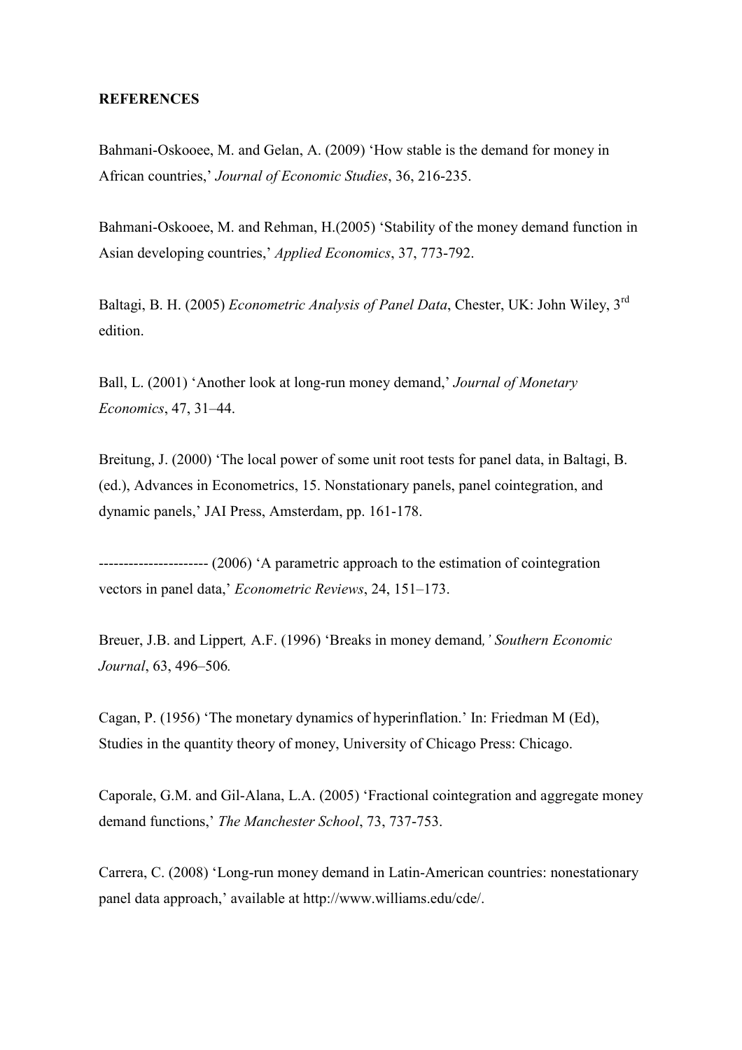**REFERENCES**

Bahmani-Oskooee, M. and Gelan, A. (2009) 'How stable is the demand for money in African countries,' *Journal of Economic Studies*, 36, 216-235.

Bahmani-Oskooee, M. and Rehman, H.(2005) 'Stability of the money demand function in Asian developing countries,' *Applied Economics*, 37, 773-792.

Baltagi, B. H. (2005) *Econometric Analysis of Panel Data*, Chester, UK: John Wiley, 3rd edition.

Ball, L. (2001) 'Another look at long-run money demand,' *Journal of Monetary Economics*, 47, 31–44.

Breitung, J. (2000) 'The local power of some unit root tests for panel data, in Baltagi, B. (ed.), Advances in Econometrics, 15. Nonstationary panels, panel cointegration, and dynamic panels,' JAI Press, Amsterdam, pp. 161-178.

---------------------- (2006) 'A parametric approach to the estimation of cointegration vectors in panel data,' *Econometric Reviews*, 24, 151–173.

Breuer, J.B. and Lippert*,* A.F. (1996) 'Breaks in money demand*,' Southern Economic Journal*, 63, 496–506*.*

Cagan, P. (1956) 'The monetary dynamics of hyperinflation.' In: Friedman M (Ed), Studies in the quantity theory of money, University of Chicago Press: Chicago.

Caporale, G.M. and Gil-Alana, L.A. (2005) 'Fractional cointegration and aggregate money demand functions,' *The Manchester School*, 73, 737-753.

Carrera, C. (2008) 'Long-run money demand in Latin-American countries: nonestationary panel data approach,' available at http://www.williams.edu/cde/.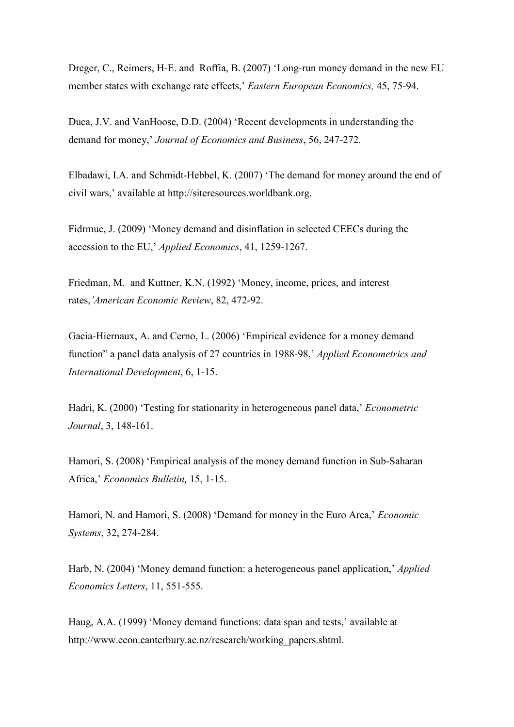Dreger, C., Reimers, H-E. and Roffia, B. (2007) 'Long-run money demand in the new EU member states with exchange rate effects,' *Eastern European Economics,* 45, 75-94.

Duca, J.V. and VanHoose, D.D. (2004) 'Recent developments in understanding the demand for money,' *Journal of Economics and Business*, 56, 247-272.

Elbadawi, I.A. and Schmidt-Hebbel, K. (2007) 'The demand for money around the end of civil wars,' available at http://siteresources.worldbank.org.

Fidrmuc, J. (2009) 'Money demand and disinflation in selected CEECs during the accession to the EU,' *Applied Economics*, 41, 1259-1267.

Friedman, M. and Kuttner, K.N. (1992) 'Money, income, prices, and interest rates,'*American Economic Review*, 82, 472-92.

Gacia-Hiernaux, A. and Cerno, L. (2006) 'Empirical evidence for a money demand function" a panel data analysis of 27 countries in 1988-98,' *Applied Econometrics and International Development*, 6, 1-15.

Hadri, K. (2000) 'Testing for stationarity in heterogeneous panel data,' *Econometric Journal*, 3, 148-161.

Hamori, S. (2008) 'Empirical analysis of the money demand function in Sub-Saharan Africa,' *Economics Bulletin,* 15, 1-15.

Hamori, N. and Hamori, S. (2008) 'Demand for money in the Euro Area,' *Economic Systems*, 32, 274-284.

Harb, N. (2004) 'Money demand function: a heterogeneous panel application,' *Applied Economics Letters*, 11, 551-555.

Haug, A.A. (1999) 'Money demand functions: data span and tests,' available at http://www.econ.canterbury.ac.nz/research/working_papers.shtml.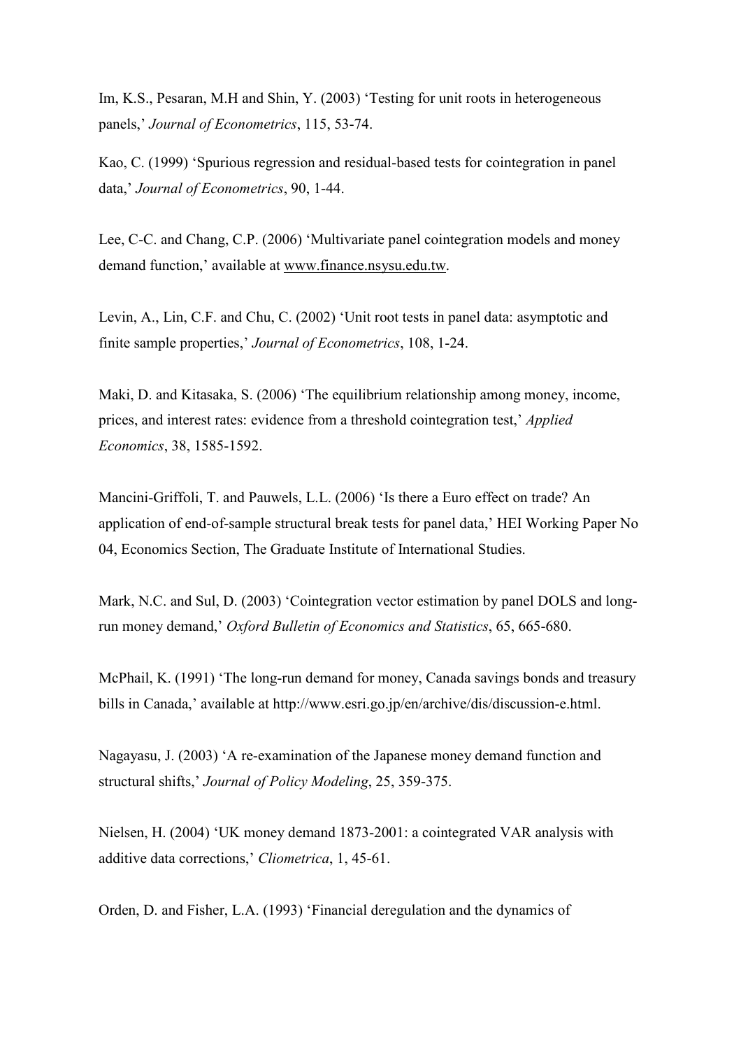Im, K.S., Pesaran, M.H and Shin, Y. (2003) 'Testing for unit roots in heterogeneous panels,' *Journal of Econometrics*, 115, 53-74.

Kao, C. (1999) 'Spurious regression and residual-based tests for cointegration in panel data,' *Journal of Econometrics*, 90, 1-44.

Lee, C-C. and Chang, C.P. (2006) 'Multivariate panel cointegration models and money demand function,' available at www.finance.nsysu.edu.tw.

Levin, A., Lin, C.F. and Chu, C. (2002) 'Unit root tests in panel data: asymptotic and finite sample properties,' *Journal of Econometrics*, 108, 1-24.

Maki, D. and Kitasaka, S. (2006) 'The equilibrium relationship among money, income, prices, and interest rates: evidence from a threshold cointegration test,' *Applied Economics*, 38, 1585-1592.

Mancini-Griffoli, T. and Pauwels, L.L. (2006) 'Is there a Euro effect on trade? An application of end-of-sample structural break tests for panel data,' HEI Working Paper No 04, Economics Section, The Graduate Institute of International Studies.

Mark, N.C. and Sul, D. (2003) 'Cointegration vector estimation by panel DOLS and long-run money demand,' *Oxford Bulletin of Economics and Statistics*, 65, 665-680.

McPhail, K. (1991) 'The long-run demand for money, Canada savings bonds and treasury bills in Canada,' available at http://www.esri.go.jp/en/archive/dis/discussion-e.html.

Nagayasu, J. (2003) 'A re-examination of the Japanese money demand function and structural shifts,' *Journal of Policy Modeling*, 25, 359-375.

Nielsen, H. (2004) 'UK money demand 1873-2001: a cointegrated VAR analysis with additive data corrections,' *Cliometrica*, 1, 45-61.

Orden, D. and Fisher, L.A. (1993) 'Financial deregulation and the dynamics of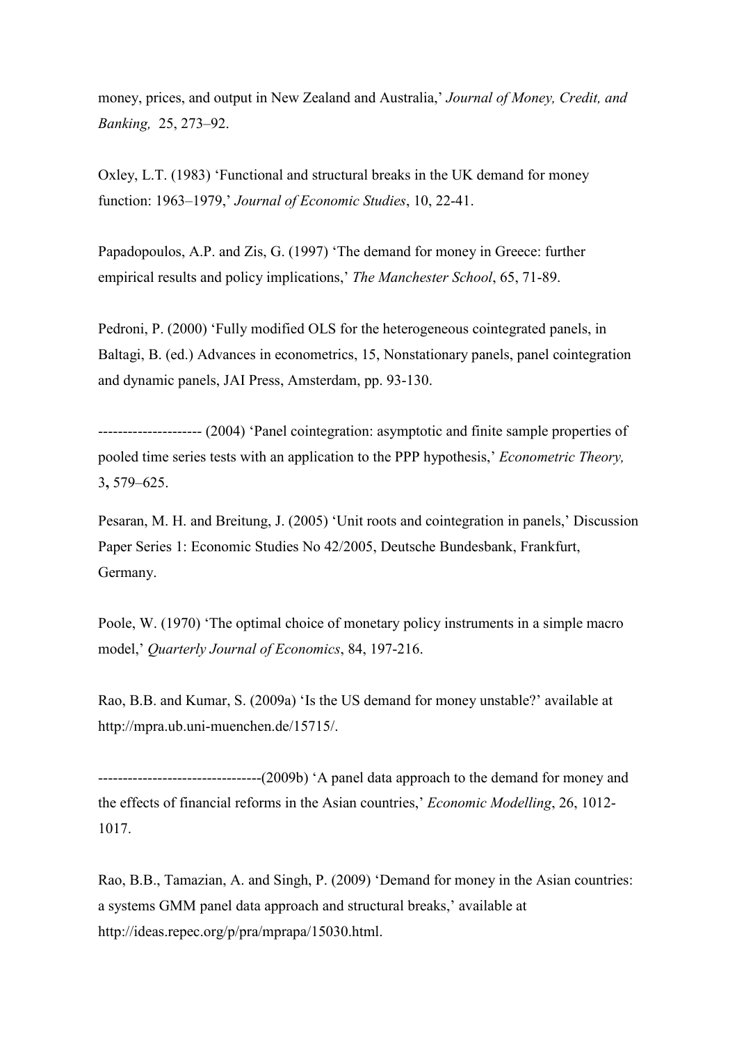money, prices, and output in New Zealand and Australia,' *Journal of Money, Credit, and Banking,* 25, 273–92.

Oxley, L.T. (1983) 'Functional and structural breaks in the UK demand for money function: 1963–1979,' *Journal of Economic Studies*, 10, 22-41.

Papadopoulos, A.P. and Zis, G. (1997) 'The demand for money in Greece: further empirical results and policy implications,' *The Manchester School*, 65, 71-89.

Pedroni, P. (2000) 'Fully modified OLS for the heterogeneous cointegrated panels, in Baltagi, B. (ed.) Advances in econometrics, 15, Nonstationary panels, panel cointegration and dynamic panels, JAI Press, Amsterdam, pp. 93-130.

--------------------- (2004) 'Panel cointegration: asymptotic and finite sample properties of pooled time series tests with an application to the PPP hypothesis,' *Econometric Theory,* 3**,** 579–625.

Pesaran, M. H. and Breitung, J. (2005) 'Unit roots and cointegration in panels,' Discussion Paper Series 1: Economic Studies No 42/2005, Deutsche Bundesbank, Frankfurt, Germany.

Poole, W. (1970) 'The optimal choice of monetary policy instruments in a simple macro model,' *Quarterly Journal of Economics*, 84, 197-216.

Rao, B.B. and Kumar, S. (2009a) 'Is the US demand for money unstable?' available at http://mpra.ub.uni-muenchen.de/15715/.

---------------------------------(2009b) 'A panel data approach to the demand for money and the effects of financial reforms in the Asian countries,' *Economic Modelling*, 26, 1012-1017.

Rao, B.B., Tamazian, A. and Singh, P. (2009) 'Demand for money in the Asian countries: a systems GMM panel data approach and structural breaks,' available at http://ideas.repec.org/p/pra/mprapa/15030.html.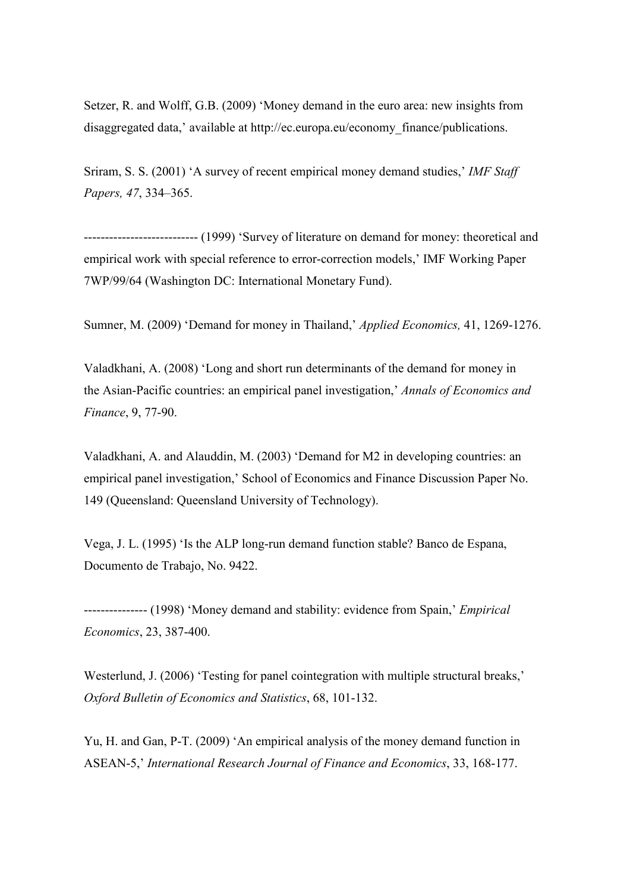Setzer, R. and Wolff, G.B. (2009) 'Money demand in the euro area: new insights from disaggregated data,' available at http://ec.europa.eu/economy_finance/publications.

Sriram, S. S. (2001) 'A survey of recent empirical money demand studies,' *IMF Staff Papers, 47*, 334–365.

--------------------------- (1999) 'Survey of literature on demand for money: theoretical and empirical work with special reference to error-correction models,' IMF Working Paper 7WP/99/64 (Washington DC: International Monetary Fund).

Sumner, M. (2009) 'Demand for money in Thailand,' *Applied Economics,* 41, 1269-1276.

Valadkhani, A. (2008) 'Long and short run determinants of the demand for money in the Asian-Pacific countries: an empirical panel investigation,' *Annals of Economics and Finance*, 9, 77-90.

Valadkhani, A. and Alauddin, M. (2003) 'Demand for M2 in developing countries: an empirical panel investigation,' School of Economics and Finance Discussion Paper No. 149 (Queensland: Queensland University of Technology).

Vega, J. L. (1995) 'Is the ALP long-run demand function stable? Banco de Espana, Documento de Trabajo, No. 9422.

--------------- (1998) 'Money demand and stability: evidence from Spain,' *Empirical Economics*, 23, 387-400.

Westerlund, J. (2006) 'Testing for panel cointegration with multiple structural breaks,' *Oxford Bulletin of Economics and Statistics*, 68, 101-132.

Yu, H. and Gan, P-T. (2009) 'An empirical analysis of the money demand function in ASEAN-5,' *International Research Journal of Finance and Economics*, 33, 168-177.